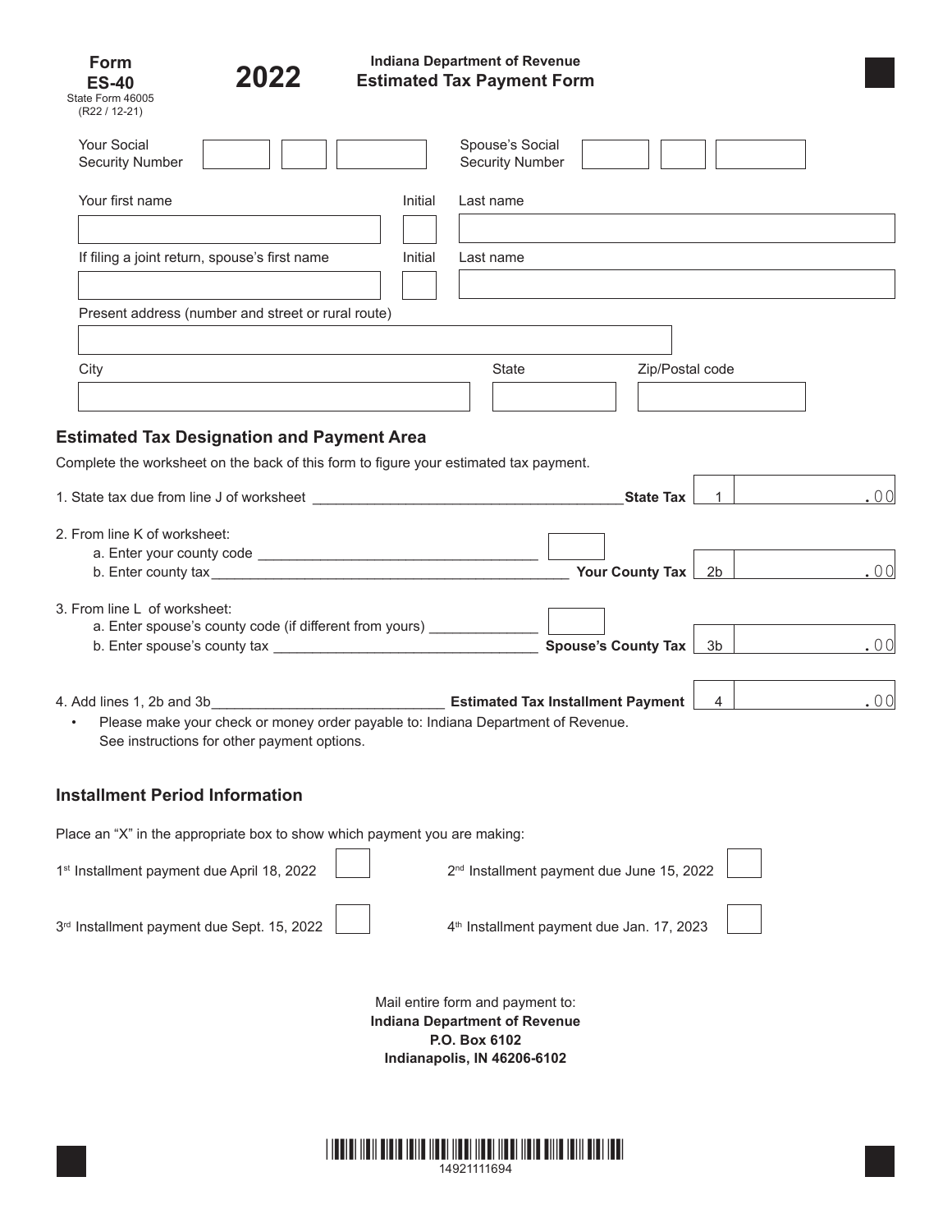Form **ES-40**
State Form 46005
(R22 / 12-21)

**2022**

**Indiana Department of Revenue**
**Estimated Tax Payment Form**

Your Social Security Number | Spouse's Social Security Number

Your first name | Initial | Last name

If filing a joint return, spouse's first name | Initial | Last name

Present address (number and street or rural route)

City | State | Zip/Postal code

## Estimated Tax Designation and Payment Area

Complete the worksheet on the back of this form to figure your estimated tax payment.

1. State tax due from line J of worksheet ______ **State Tax** | 1 | .00

2. From line K of worksheet:
   a. Enter your county code ______
   b. Enter county tax ______ **Your County Tax** | 2b | .00

3. From line L of worksheet:
   a. Enter spouse's county code (if different from yours) ______
   b. Enter spouse's county tax ______ **Spouse's County Tax** | 3b | .00

4. Add lines 1, 2b and 3b______ **Estimated Tax Installment Payment** | 4 | .00
   - Please make your check or money order payable to: Indiana Department of Revenue. See instructions for other payment options.

## Installment Period Information

Place an "X" in the appropriate box to show which payment you are making:

1st Installment payment due April 18, 2022 ☐

2nd Installment payment due June 15, 2022 ☐

3rd Installment payment due Sept. 15, 2022 ☐

4th Installment payment due Jan. 17, 2023 ☐

Mail entire form and payment to:
**Indiana Department of Revenue**
**P.O. Box 6102**
**Indianapolis, IN 46206-6102**

14921111694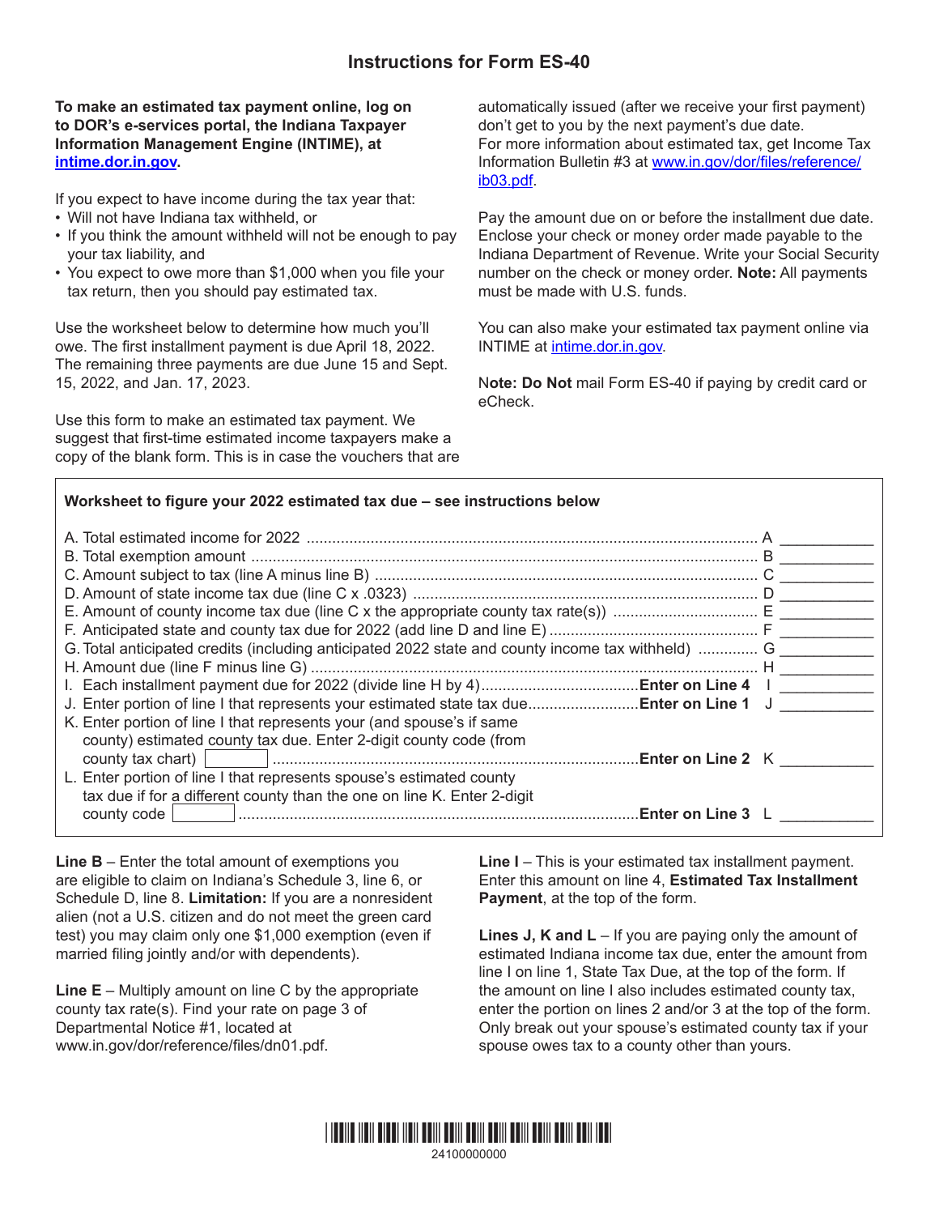# Instructions for Form ES-40

**To make an estimated tax payment online, log on to DOR's e-services portal, the Indiana Taxpayer Information Management Engine (INTIME), at intime.dor.in.gov.**

If you expect to have income during the tax year that:

- Will not have Indiana tax withheld, or
- If you think the amount withheld will not be enough to pay your tax liability, and
- You expect to owe more than $1,000 when you file your tax return, then you should pay estimated tax.

Use the worksheet below to determine how much you'll owe. The first installment payment is due April 18, 2022. The remaining three payments are due June 15 and Sept. 15, 2022, and Jan. 17, 2023.

Use this form to make an estimated tax payment. We suggest that first-time estimated income taxpayers make a copy of the blank form. This is in case the vouchers that are automatically issued (after we receive your first payment) don't get to you by the next payment's due date.

For more information about estimated tax, get Income Tax Information Bulletin #3 at www.in.gov/dor/files/reference/ib03.pdf.

Pay the amount due on or before the installment due date. Enclose your check or money order made payable to the Indiana Department of Revenue. Write your Social Security number on the check or money order. **Note:** All payments must be made with U.S. funds.

You can also make your estimated tax payment online via INTIME at intime.dor.in.gov.

N**ote: Do Not** mail Form ES-40 if paying by credit card or eCheck.

**Worksheet to figure your 2022 estimated tax due – see instructions below**

| | | |
|---|---|---|
| A. Total estimated income for 2022 | A | ___________ |
| B. Total exemption amount | B | ___________ |
| C. Amount subject to tax (line A minus line B) | C | ___________ |
| D. Amount of state income tax due (line C x .0323) | D | ___________ |
| E. Amount of county income tax due (line C x the appropriate county tax rate(s)) | E | ___________ |
| F. Anticipated state and county tax due for 2022 (add line D and line E) | F | ___________ |
| G. Total anticipated credits (including anticipated 2022 state and county income tax withheld) | G | ___________ |
| H. Amount due (line F minus line G) | H | ___________ |
| I. Each installment payment due for 2022 (divide line H by 4) **Enter on Line 4** | I | ___________ |
| J. Enter portion of line I that represents your estimated state tax due **Enter on Line 1** | J | ___________ |
| K. Enter portion of line I that represents your (and spouse's if same county) estimated county tax due. Enter 2-digit county code (from county tax chart) [ ] **Enter on Line 2** | K | ___________ |
| L. Enter portion of line I that represents spouse's estimated county tax due if for a different county than the one on line K. Enter 2-digit county code [ ] **Enter on Line 3** | L | ___________ |

**Line B** – Enter the total amount of exemptions you are eligible to claim on Indiana's Schedule 3, line 6, or Schedule D, line 8. **Limitation:** If you are a nonresident alien (not a U.S. citizen and do not meet the green card test) you may claim only one $1,000 exemption (even if married filing jointly and/or with dependents).

**Line E** – Multiply amount on line C by the appropriate county tax rate(s). Find your rate on page 3 of Departmental Notice #1, located at www.in.gov/dor/reference/files/dn01.pdf.

**Line I** – This is your estimated tax installment payment. Enter this amount on line 4, **Estimated Tax Installment Payment**, at the top of the form.

**Lines J, K and L** – If you are paying only the amount of estimated Indiana income tax due, enter the amount from line I on line 1, State Tax Due, at the top of the form. If the amount on line I also includes estimated county tax, enter the portion on lines 2 and/or 3 at the top of the form. Only break out your spouse's estimated county tax if your spouse owes tax to a county other than yours.

24100000000